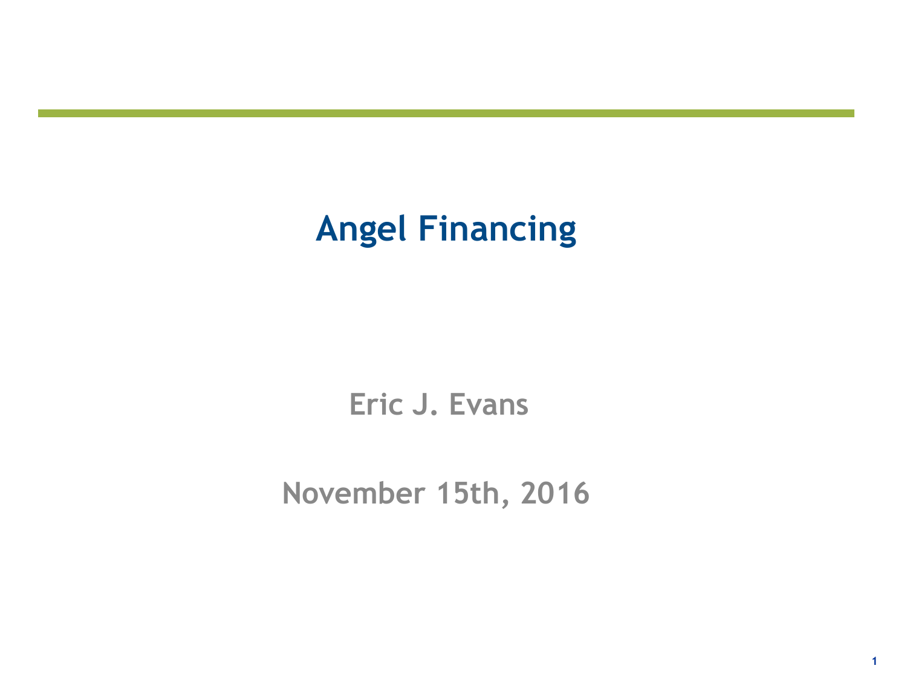# Angel Financing

Eric J. Evans

November 15th, 2016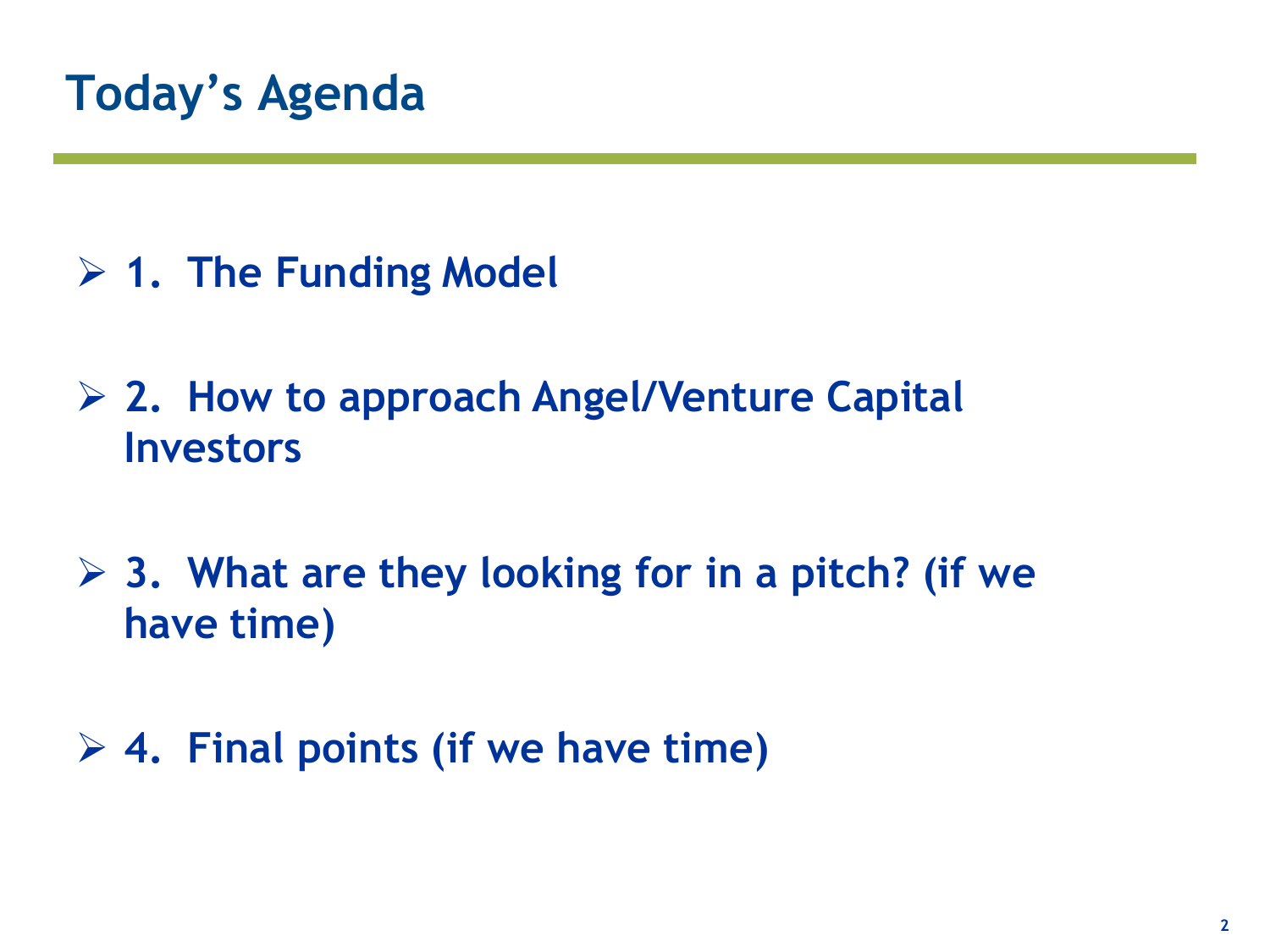# Today's Agenda

- **1. The Funding Model**
- **2. How to approach Angel/Venture Capital Investors**
- **3. What are they looking for in a pitch? (if we have time)**
- **4. Final points (if we have time)**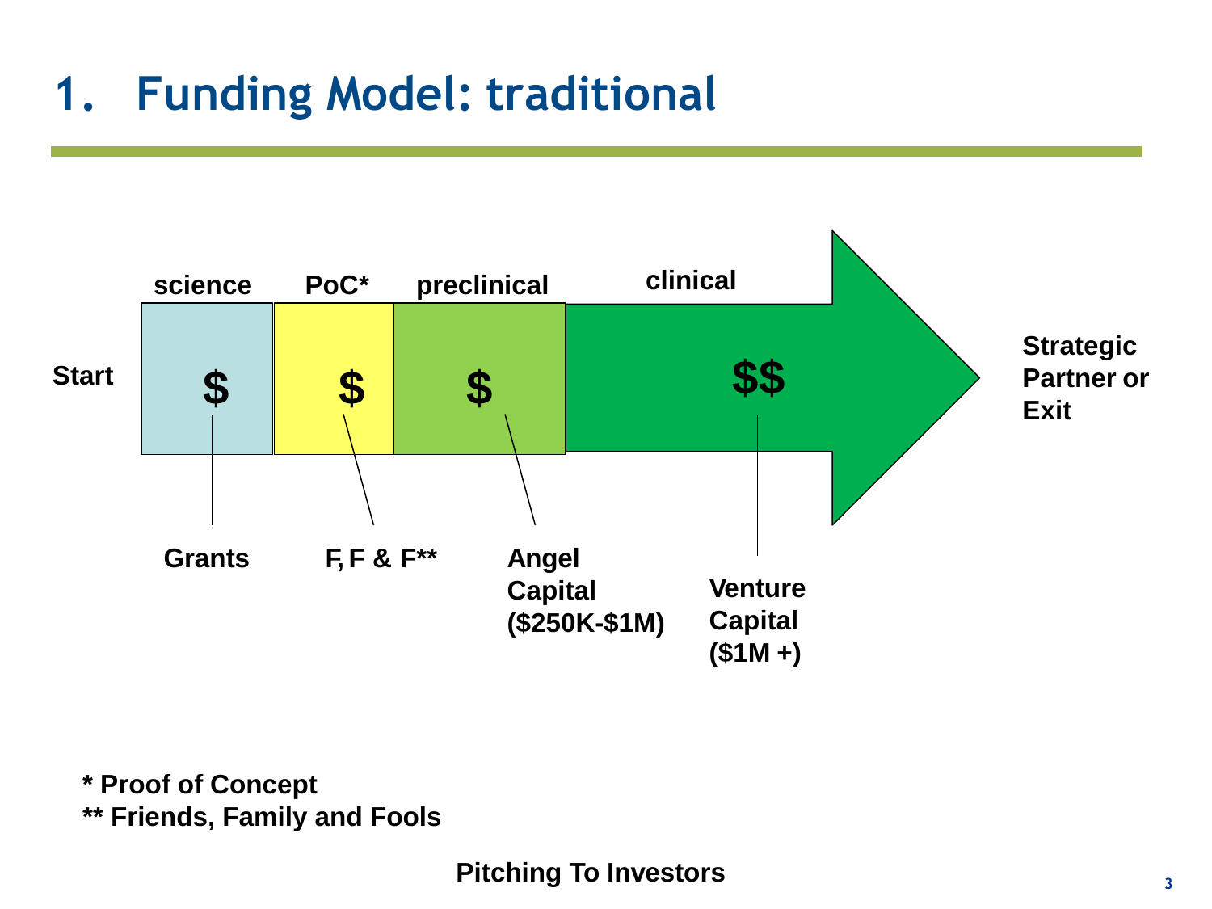# 1. Funding Model: traditional

Start

| science | PoC* | preclinical | clinical |
|---|---|---|---|
| $ | $ | $ | $$ |
| Grants | F, F & F** | Angel Capital ($250K-$1M) | Venture Capital ($1M +) |

Strategic Partner or Exit

\* Proof of Concept

\*\* Friends, Family and Fools

Pitching To Investors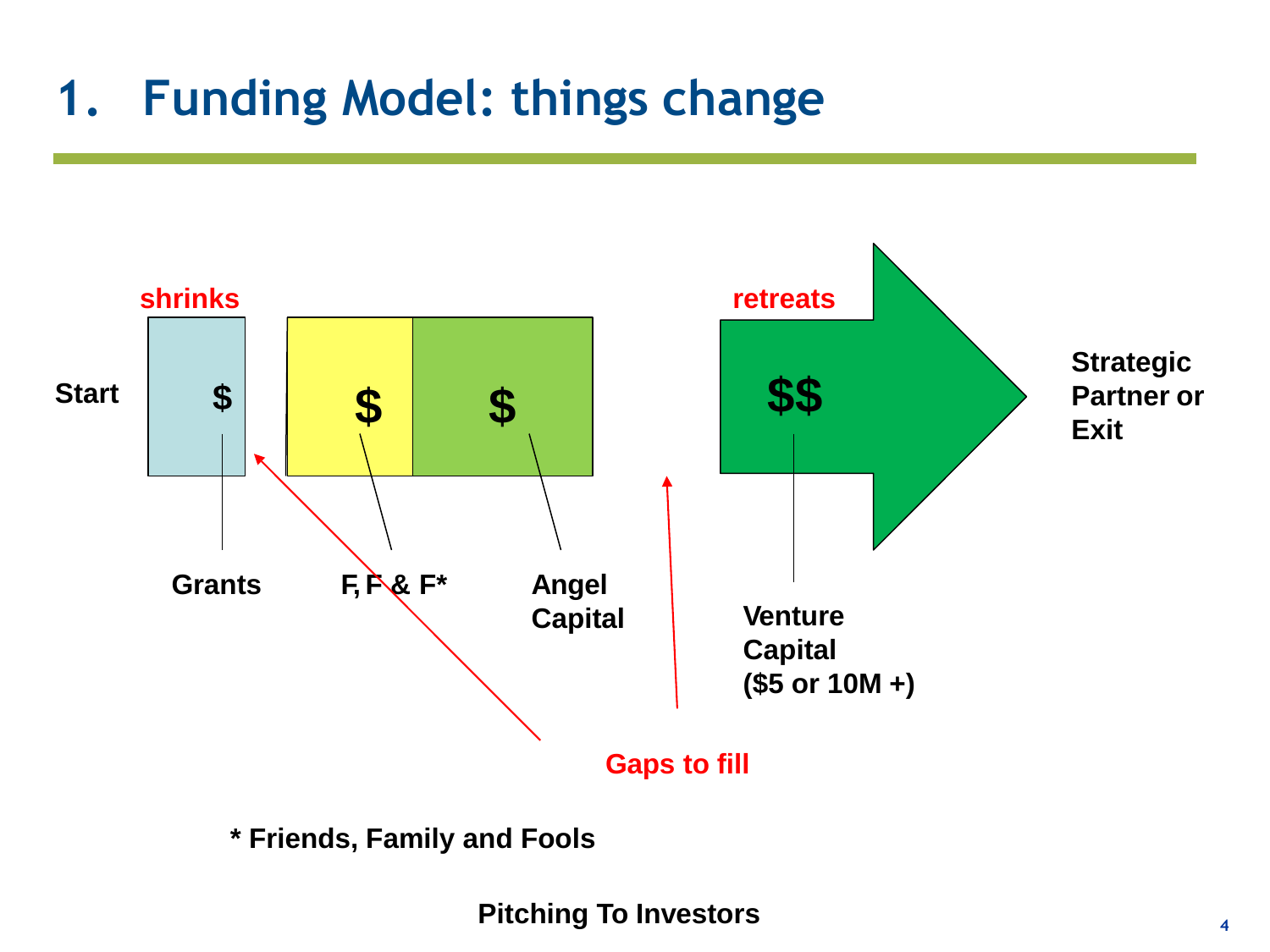# 1. Funding Model: things change

shrinks

retreats

Start

$

$

$

$$

Strategic Partner or Exit

Grants

F, F & F*

Angel Capital

Venture Capital ($5 or 10M +)

Gaps to fill

* Friends, Family and Fools

Pitching To Investors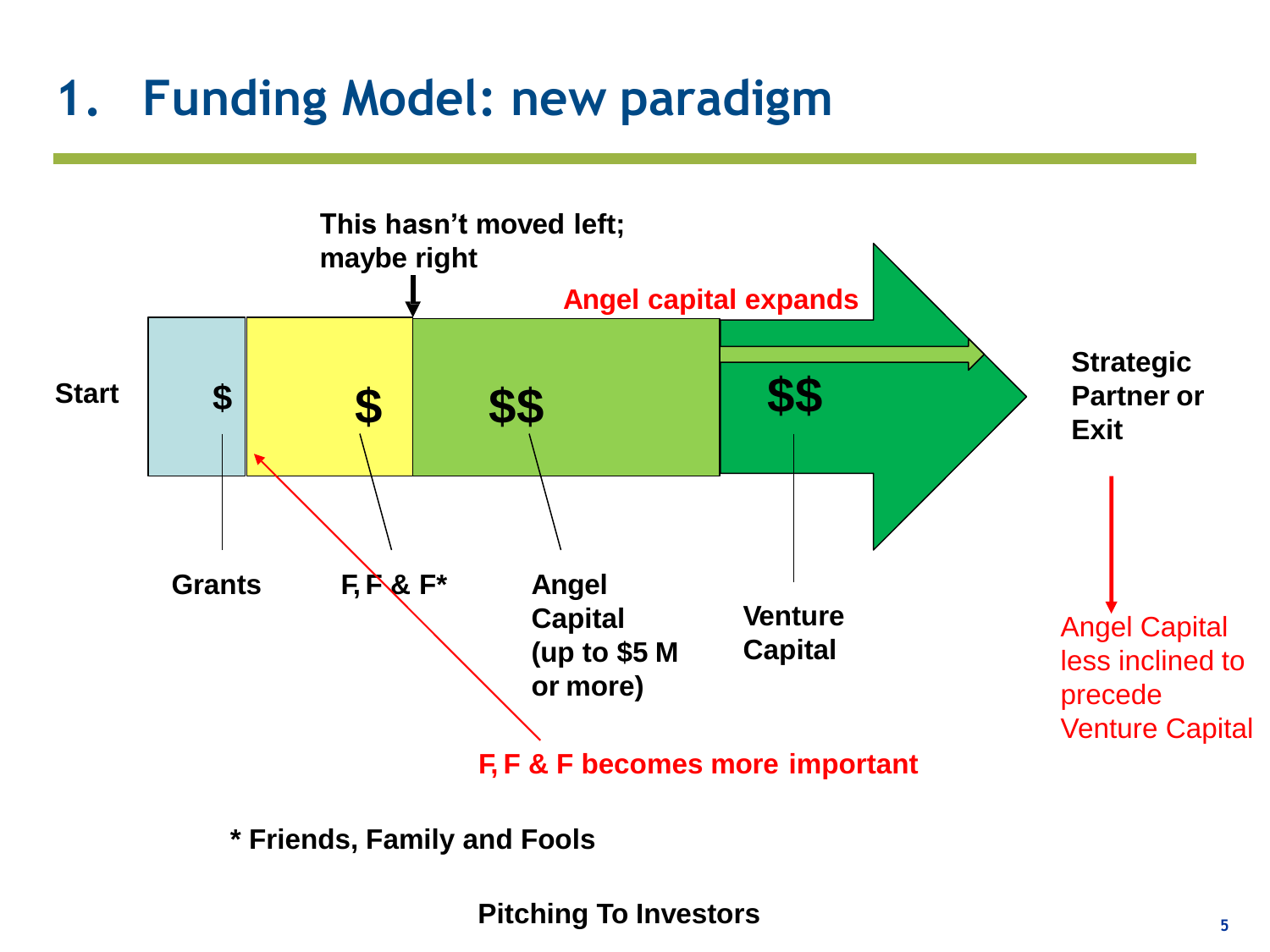# 1. Funding Model: new paradigm

This hasn't moved left; maybe right

Angel capital expands

Start

$

$

$$

$$

Strategic Partner or Exit

Grants

F, F & F*

Angel Capital (up to $5 M or more)

Venture Capital

Angel Capital less inclined to precede Venture Capital

F, F & F becomes more important

* Friends, Family and Fools

Pitching To Investors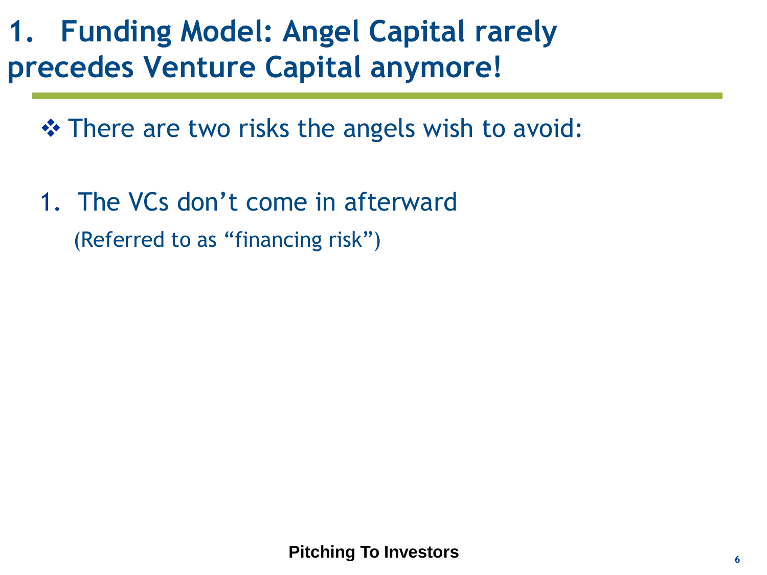# 1. Funding Model: Angel Capital rarely precedes Venture Capital anymore!

❖ There are two risks the angels wish to avoid:

1. The VCs don’t come in afterward
   (Referred to as “financing risk”)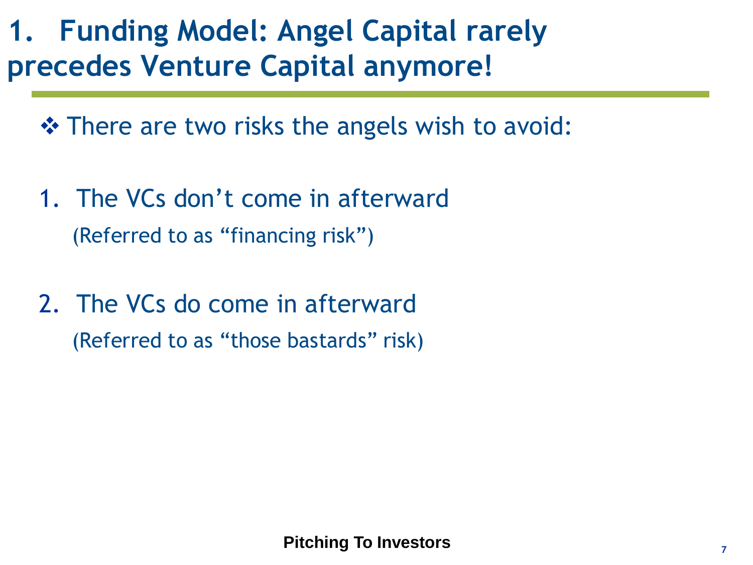# 1. Funding Model: Angel Capital rarely precedes Venture Capital anymore!

❖ There are two risks the angels wish to avoid:

1. The VCs don't come in afterward
   (Referred to as "financing risk")

2. The VCs do come in afterward
   (Referred to as "those bastards" risk)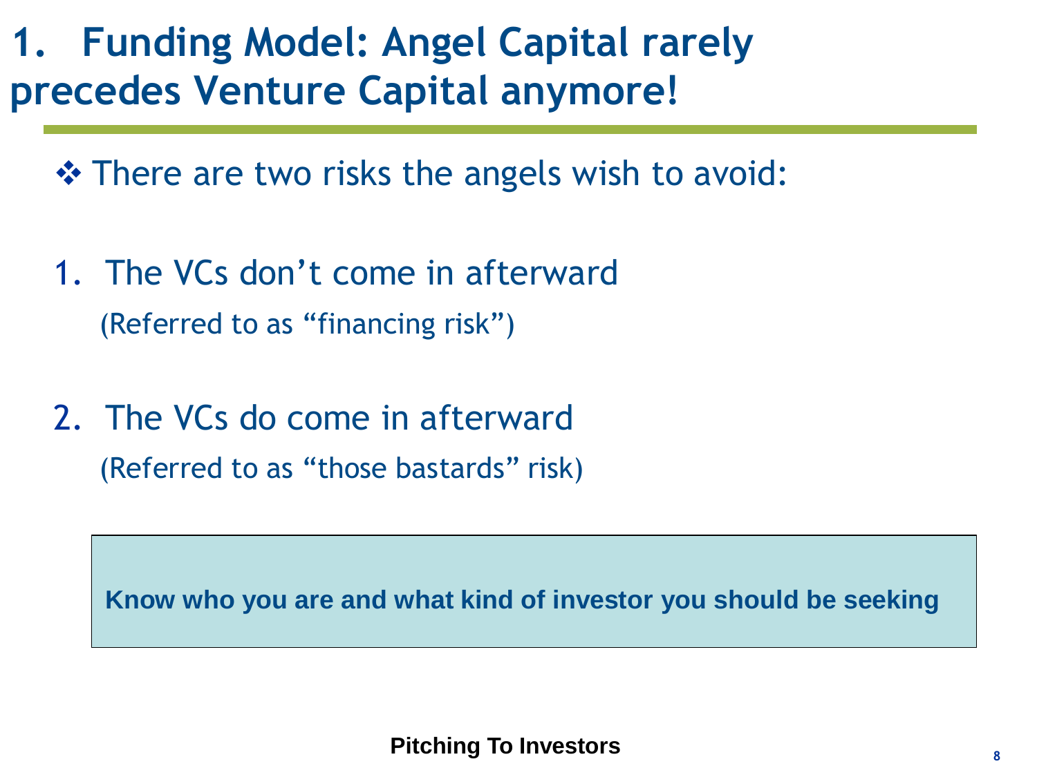# 1. Funding Model: Angel Capital rarely precedes Venture Capital anymore!

❖ There are two risks the angels wish to avoid:

1. The VCs don't come in afterward
   (Referred to as "financing risk")

2. The VCs do come in afterward
   (Referred to as "those bastards" risk)

**Know who you are and what kind of investor you should be seeking**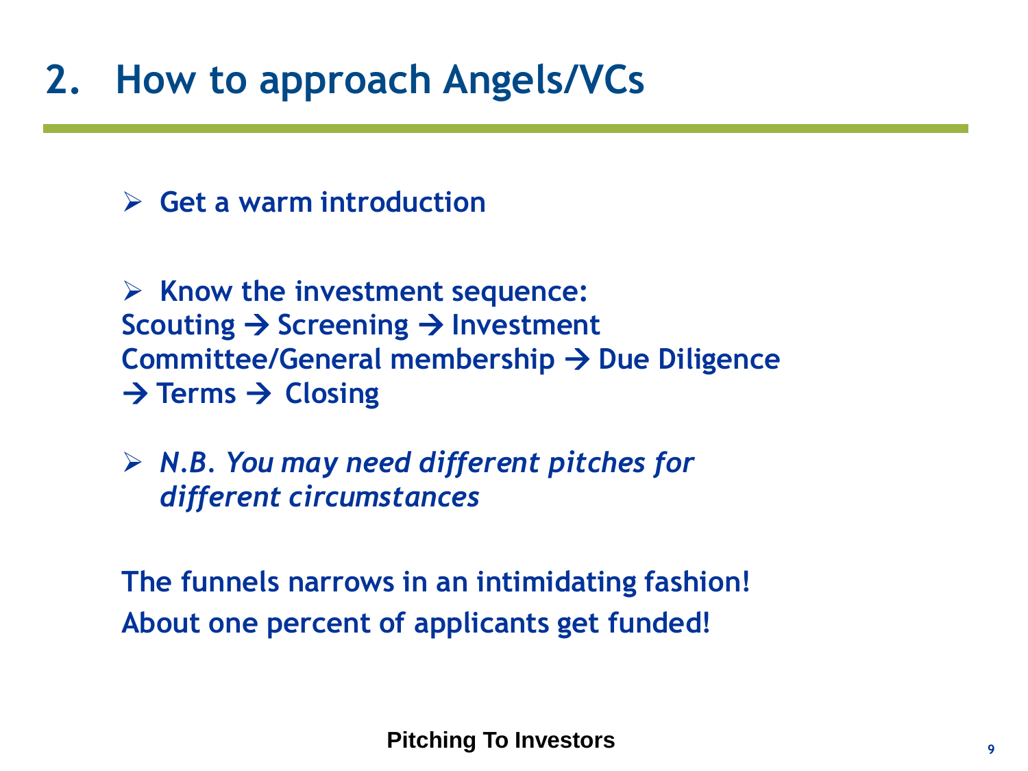# 2. How to approach Angels/VCs

- **Get a warm introduction**

- **Know the investment sequence:**
  **Scouting → Screening → Investment Committee/General membership → Due Diligence → Terms → Closing**

- ***N.B. You may need different pitches for different circumstances***

**The funnels narrows in an intimidating fashion!**
**About one percent of applicants get funded!**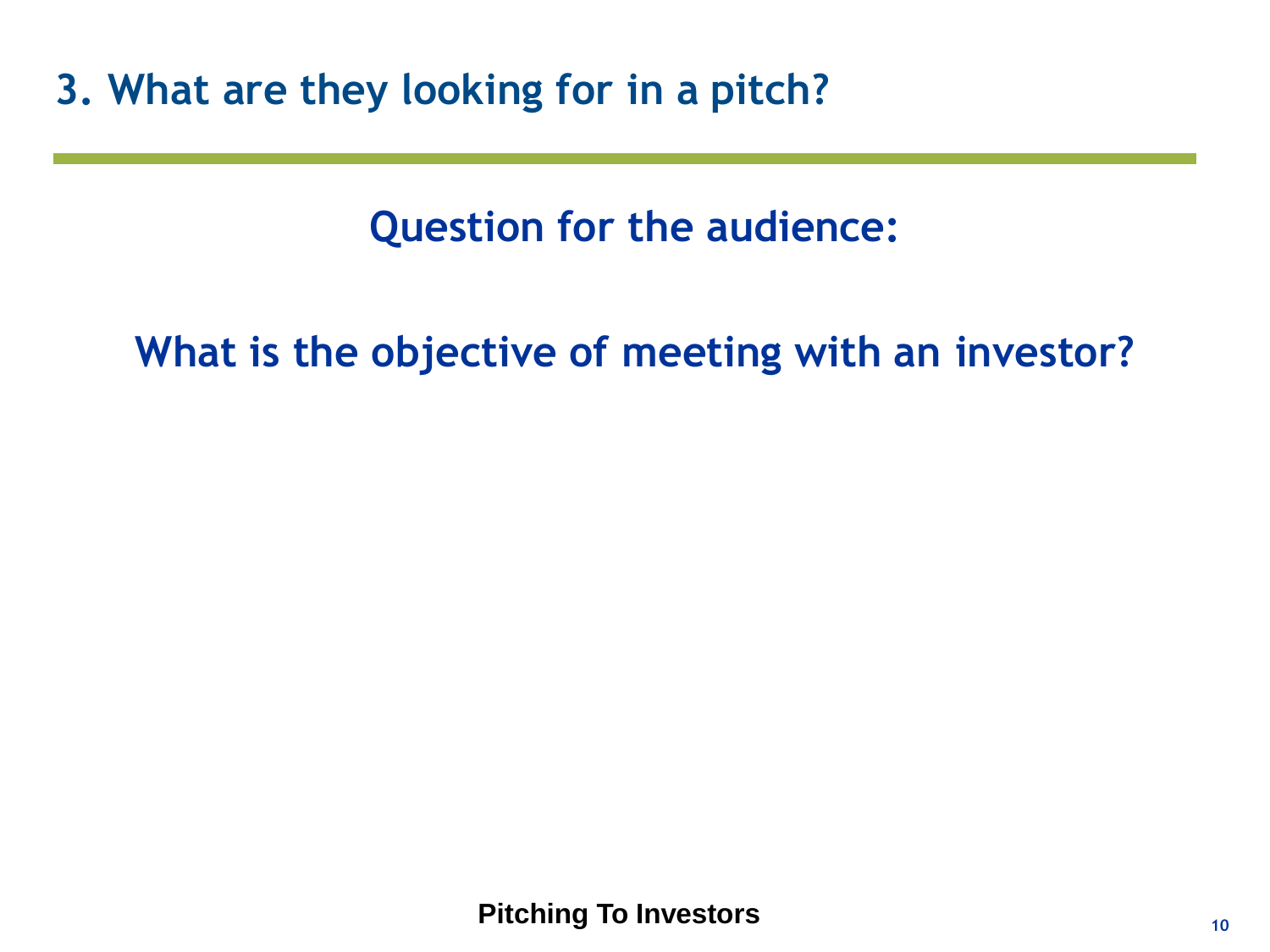## 3. What are they looking for in a pitch?

**Question for the audience:**

**What is the objective of meeting with an investor?**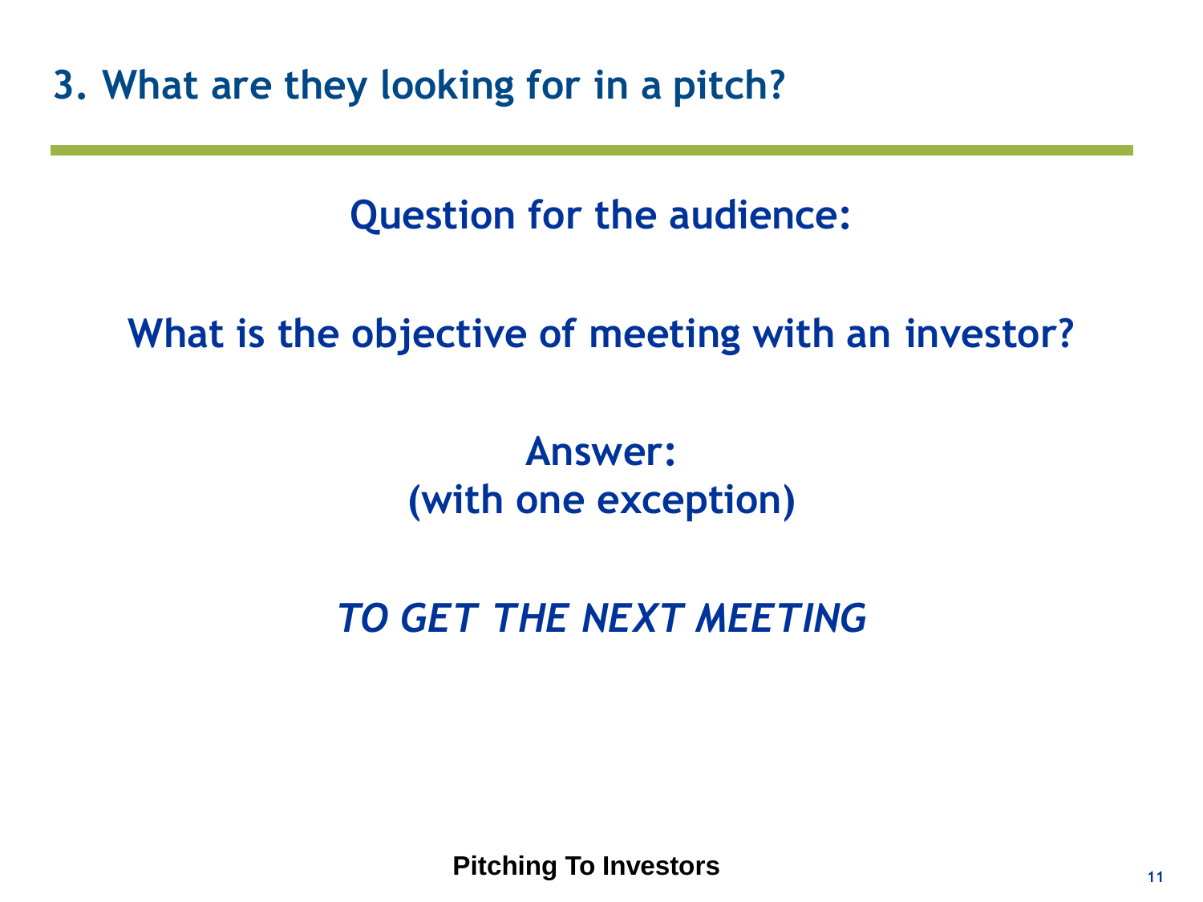## 3. What are they looking for in a pitch?

**Question for the audience:**

**What is the objective of meeting with an investor?**

**Answer:**
**(with one exception)**

***TO GET THE NEXT MEETING***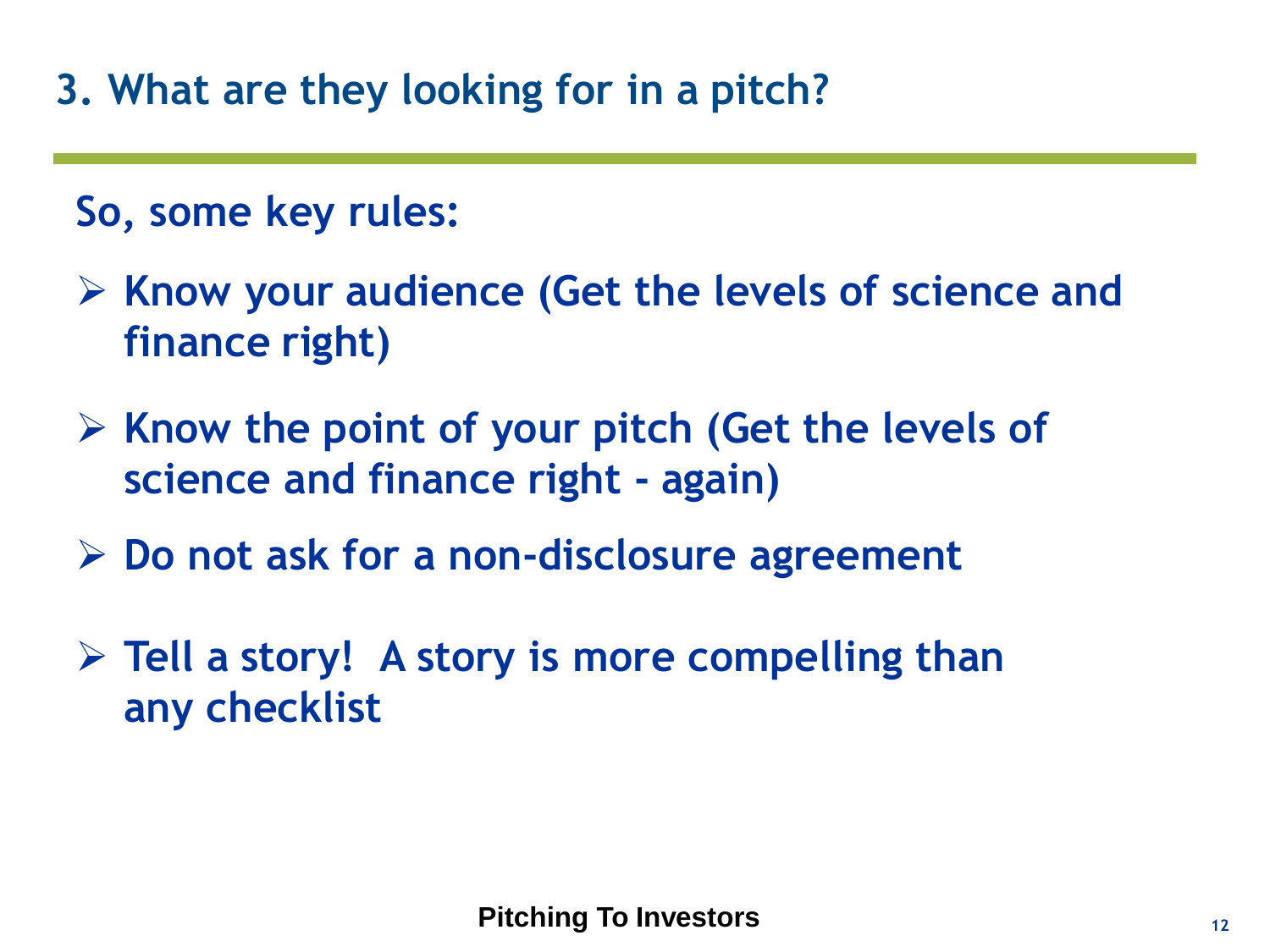## 3. What are they looking for in a pitch?

**So, some key rules:**

- **Know your audience (Get the levels of science and finance right)**
- **Know the point of your pitch (Get the levels of science and finance right - again)**
- **Do not ask for a non-disclosure agreement**
- **Tell a story! A story is more compelling than any checklist**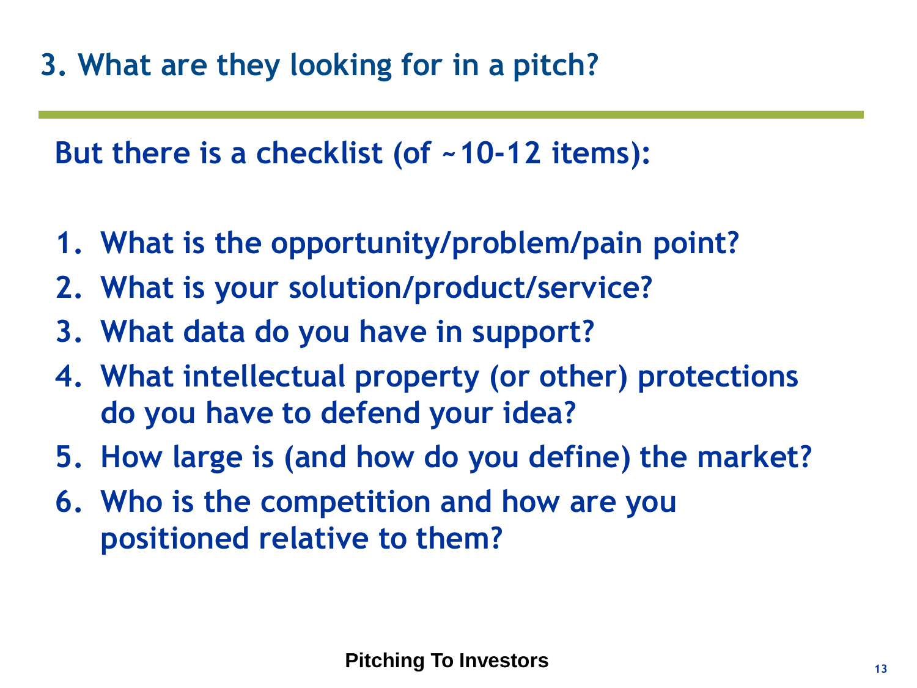## 3. What are they looking for in a pitch?

**But there is a checklist (of ~10-12 items):**

1. **What is the opportunity/problem/pain point?**
2. **What is your solution/product/service?**
3. **What data do you have in support?**
4. **What intellectual property (or other) protections do you have to defend your idea?**
5. **How large is (and how do you define) the market?**
6. **Who is the competition and how are you positioned relative to them?**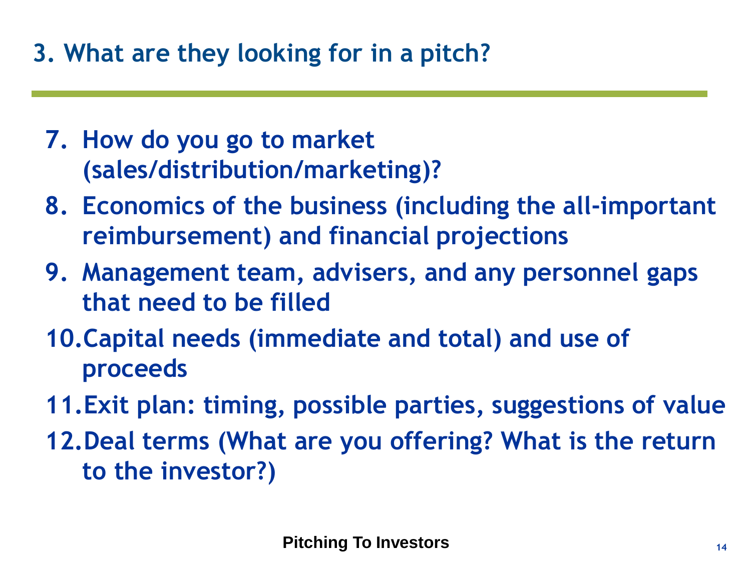## 3. What are they looking for in a pitch?

7. How do you go to market (sales/distribution/marketing)?
8. Economics of the business (including the all-important reimbursement) and financial projections
9. Management team, advisers, and any personnel gaps that need to be filled
10. Capital needs (immediate and total) and use of proceeds
11. Exit plan: timing, possible parties, suggestions of value
12. Deal terms (What are you offering? What is the return to the investor?)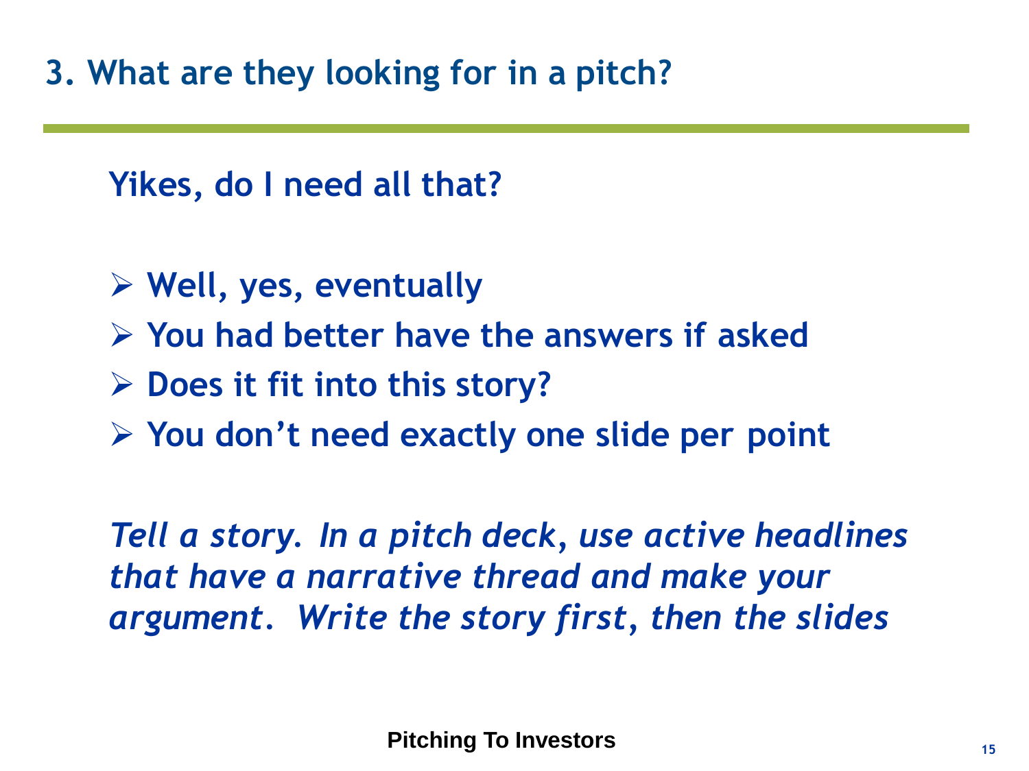# 3. What are they looking for in a pitch?

**Yikes, do I need all that?**

- **Well, yes, eventually**
- **You had better have the answers if asked**
- **Does it fit into this story?**
- **You don't need exactly one slide per point**

***Tell a story. In a pitch deck, use active headlines that have a narrative thread and make your argument. Write the story first, then the slides***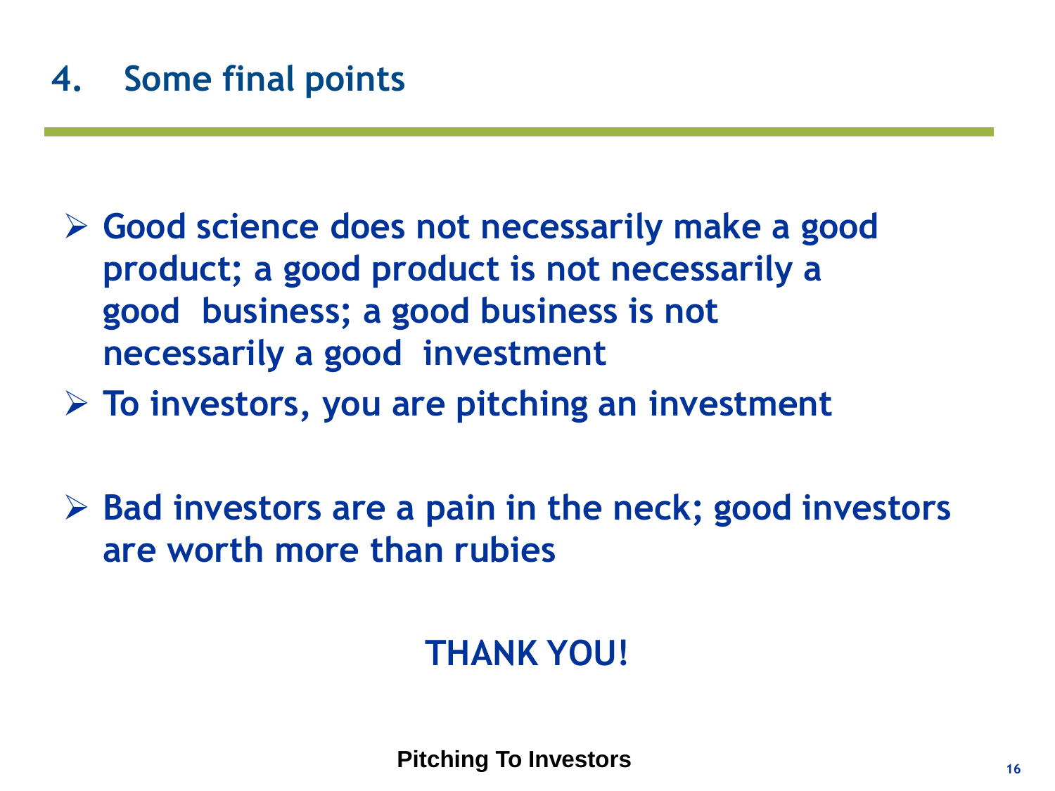# 4. Some final points

- Good science does not necessarily make a good product; a good product is not necessarily a good business; a good business is not necessarily a good investment
- To investors, you are pitching an investment

- Bad investors are a pain in the neck; good investors are worth more than rubies

**THANK YOU!**